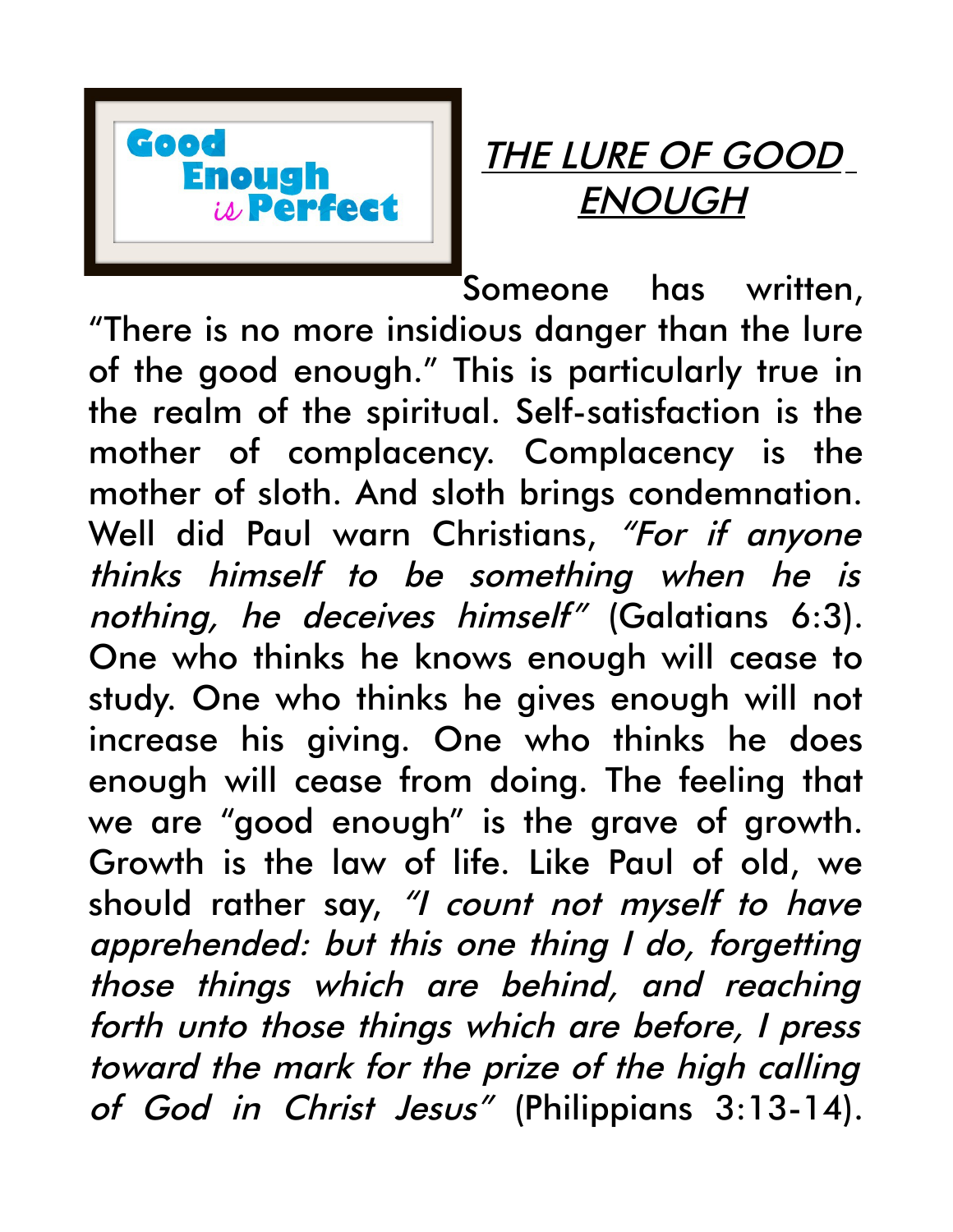Good Enough *is* Perfect

# *THE LURE OF GOOD ENOUGH*

Someone has written, "There is no more insidious danger than the lure of the good enough." This is particularly true in the realm of the spiritual. Self-satisfaction is the mother of complacency. Complacency is the mother of sloth. And sloth brings condemnation. Well did Paul warn Christians, *"For if anyone thinks himself to be something when he is nothing, he deceives himself"* (Galatians 6:3). One who thinks he knows enough will cease to study. One who thinks he gives enough will not increase his giving. One who thinks he does enough will cease from doing. The feeling that we are "good enough" is the grave of growth. Growth is the law of life. Like Paul of old, we should rather say, *"I count not myself to have apprehended: but this one thing I do, forgetting those things which are behind, and reaching forth unto those things which are before, I press toward the mark for the prize of the high calling of God in Christ Jesus"* (Philippians 3:13-14).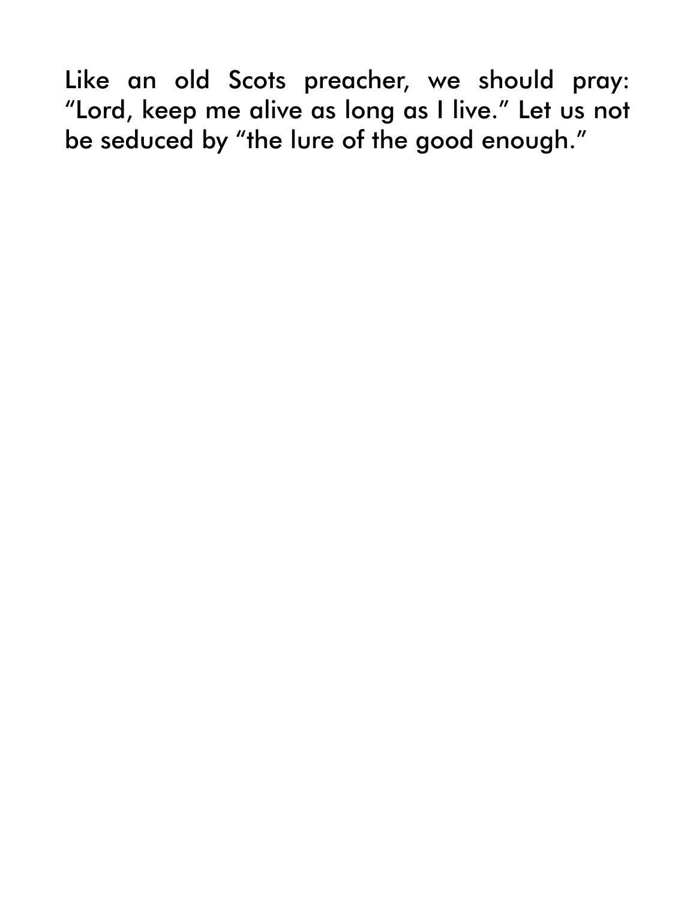Like an old Scots preacher, we should pray: "Lord, keep me alive as long as I live." Let us not be seduced by "the lure of the good enough."